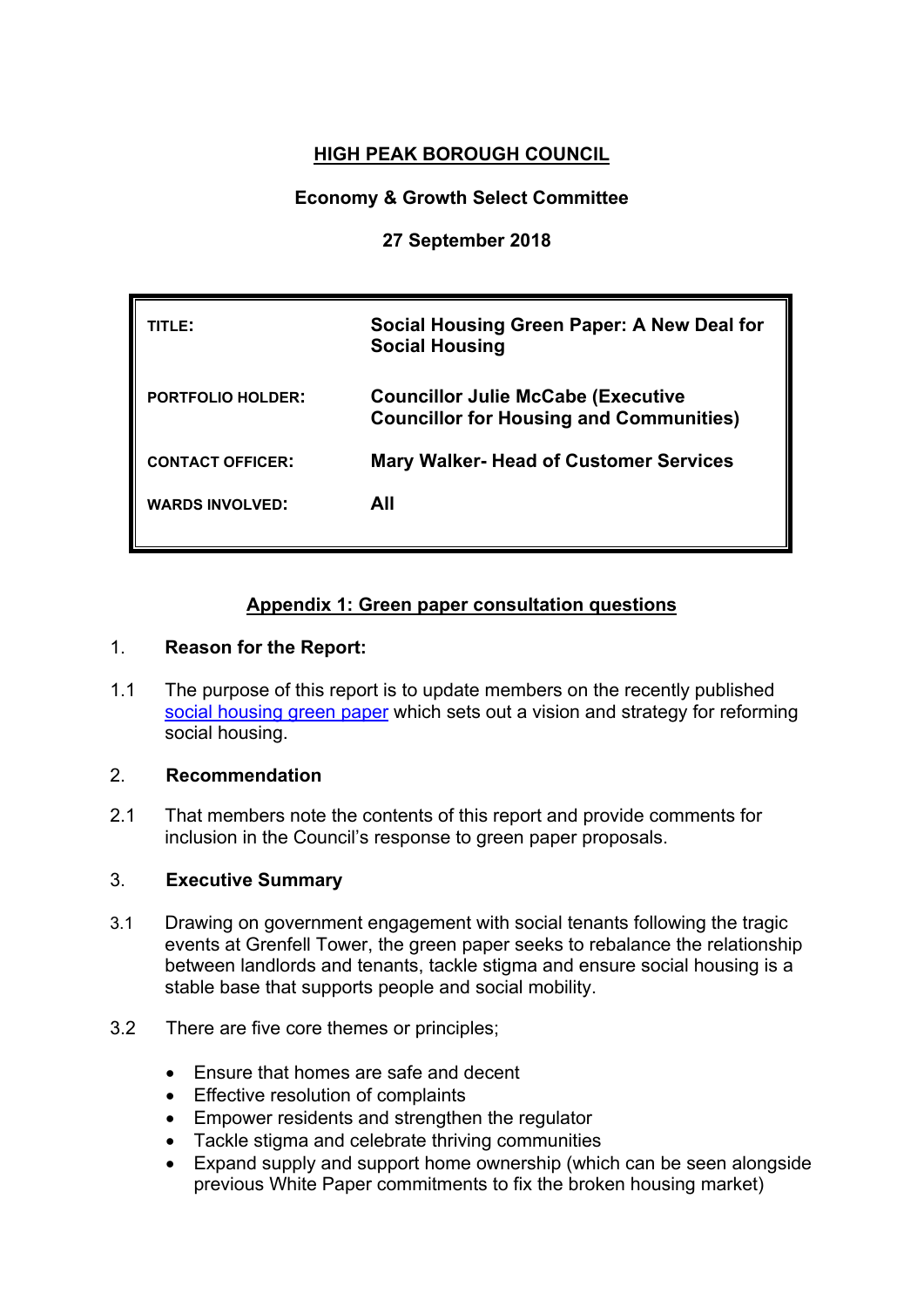# HIGH PEAK BOROUGH COUNCIL

## Economy & Growth Select Committee

## 27 September 2018

| | |
|---|---|
| TITLE: | **Social Housing Green Paper: A New Deal for Social Housing** |
| PORTFOLIO HOLDER: | **Councillor Julie McCabe (Executive Councillor for Housing and Communities)** |
| CONTACT OFFICER: | **Mary Walker- Head of Customer Services** |
| WARDS INVOLVED: | **All** |

**Appendix 1: Green paper consultation questions**

## 1. Reason for the Report:

1.1 The purpose of this report is to update members on the recently published social housing green paper which sets out a vision and strategy for reforming social housing.

## 2. Recommendation

2.1 That members note the contents of this report and provide comments for inclusion in the Council's response to green paper proposals.

## 3. Executive Summary

3.1 Drawing on government engagement with social tenants following the tragic events at Grenfell Tower, the green paper seeks to rebalance the relationship between landlords and tenants, tackle stigma and ensure social housing is a stable base that supports people and social mobility.

3.2 There are five core themes or principles;

- Ensure that homes are safe and decent
- Effective resolution of complaints
- Empower residents and strengthen the regulator
- Tackle stigma and celebrate thriving communities
- Expand supply and support home ownership (which can be seen alongside previous White Paper commitments to fix the broken housing market)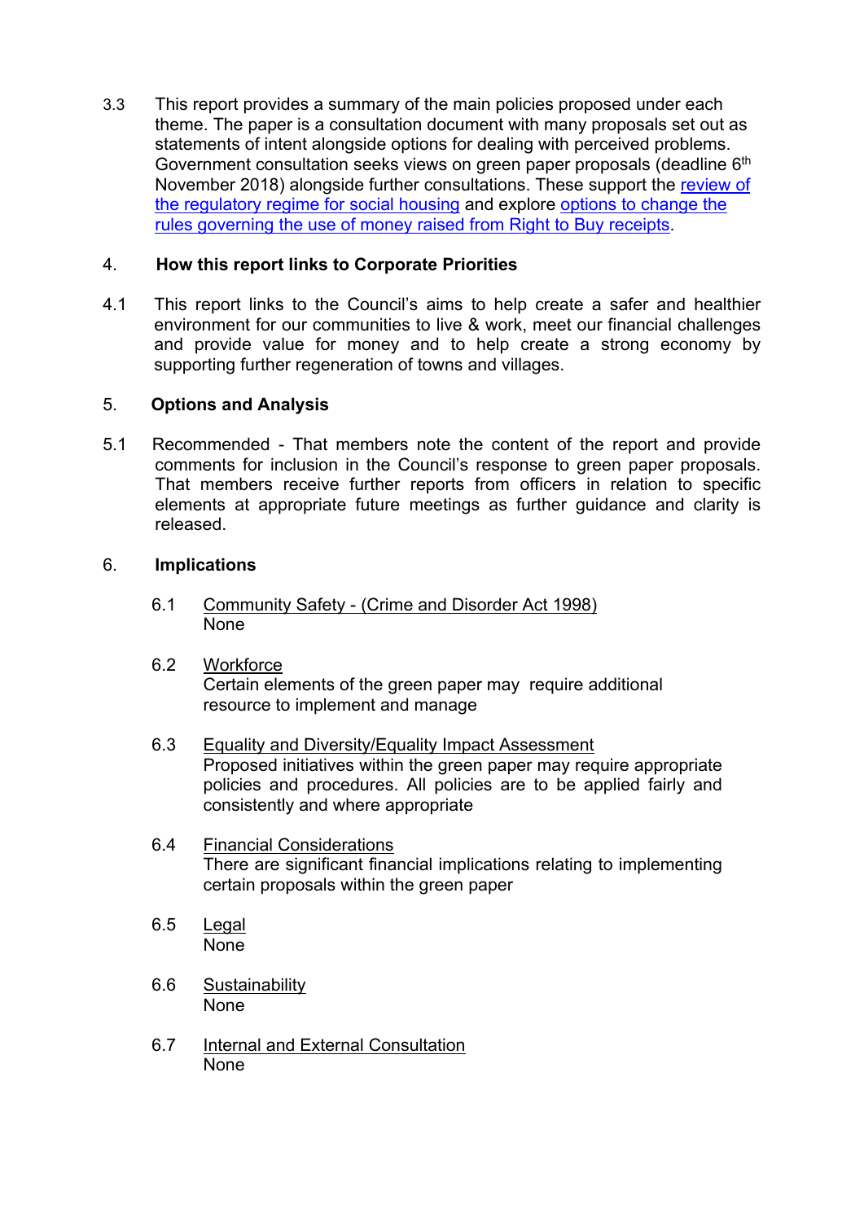3.3 This report provides a summary of the main policies proposed under each theme. The paper is a consultation document with many proposals set out as statements of intent alongside options for dealing with perceived problems. Government consultation seeks views on green paper proposals (deadline 6th November 2018) alongside further consultations. These support the review of the regulatory regime for social housing and explore options to change the rules governing the use of money raised from Right to Buy receipts.

## 4. How this report links to Corporate Priorities

4.1 This report links to the Council's aims to help create a safer and healthier environment for our communities to live & work, meet our financial challenges and provide value for money and to help create a strong economy by supporting further regeneration of towns and villages.

## 5. Options and Analysis

5.1 Recommended - That members note the content of the report and provide comments for inclusion in the Council's response to green paper proposals. That members receive further reports from officers in relation to specific elements at appropriate future meetings as further guidance and clarity is released.

## 6. Implications

6.1 Community Safety - (Crime and Disorder Act 1998)
None

6.2 Workforce
Certain elements of the green paper may require additional resource to implement and manage

6.3 Equality and Diversity/Equality Impact Assessment
Proposed initiatives within the green paper may require appropriate policies and procedures. All policies are to be applied fairly and consistently and where appropriate

6.4 Financial Considerations
There are significant financial implications relating to implementing certain proposals within the green paper

6.5 Legal
None

6.6 Sustainability
None

6.7 Internal and External Consultation
None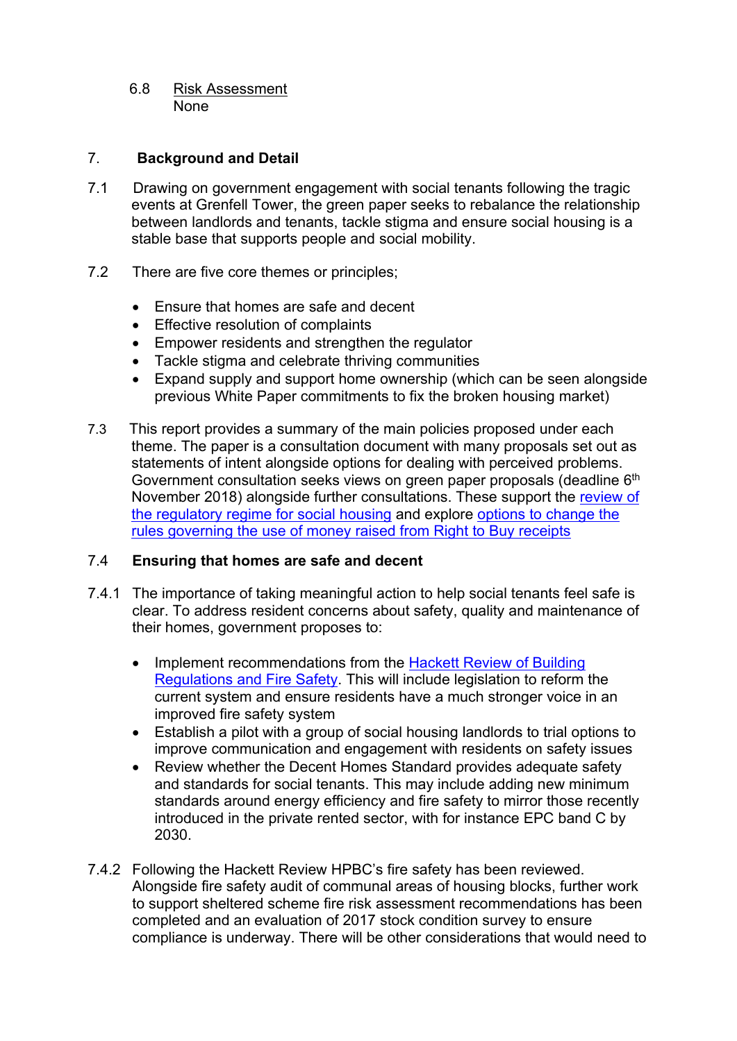6.8 Risk Assessment
None

## 7. Background and Detail

7.1 Drawing on government engagement with social tenants following the tragic events at Grenfell Tower, the green paper seeks to rebalance the relationship between landlords and tenants, tackle stigma and ensure social housing is a stable base that supports people and social mobility.

7.2 There are five core themes or principles;

- Ensure that homes are safe and decent
- Effective resolution of complaints
- Empower residents and strengthen the regulator
- Tackle stigma and celebrate thriving communities
- Expand supply and support home ownership (which can be seen alongside previous White Paper commitments to fix the broken housing market)

7.3 This report provides a summary of the main policies proposed under each theme. The paper is a consultation document with many proposals set out as statements of intent alongside options for dealing with perceived problems. Government consultation seeks views on green paper proposals (deadline 6th November 2018) alongside further consultations. These support the review of the regulatory regime for social housing and explore options to change the rules governing the use of money raised from Right to Buy receipts

### 7.4 Ensuring that homes are safe and decent

7.4.1 The importance of taking meaningful action to help social tenants feel safe is clear. To address resident concerns about safety, quality and maintenance of their homes, government proposes to:

- Implement recommendations from the Hackett Review of Building Regulations and Fire Safety. This will include legislation to reform the current system and ensure residents have a much stronger voice in an improved fire safety system
- Establish a pilot with a group of social housing landlords to trial options to improve communication and engagement with residents on safety issues
- Review whether the Decent Homes Standard provides adequate safety and standards for social tenants. This may include adding new minimum standards around energy efficiency and fire safety to mirror those recently introduced in the private rented sector, with for instance EPC band C by 2030.

7.4.2 Following the Hackett Review HPBC's fire safety has been reviewed. Alongside fire safety audit of communal areas of housing blocks, further work to support sheltered scheme fire risk assessment recommendations has been completed and an evaluation of 2017 stock condition survey to ensure compliance is underway. There will be other considerations that would need to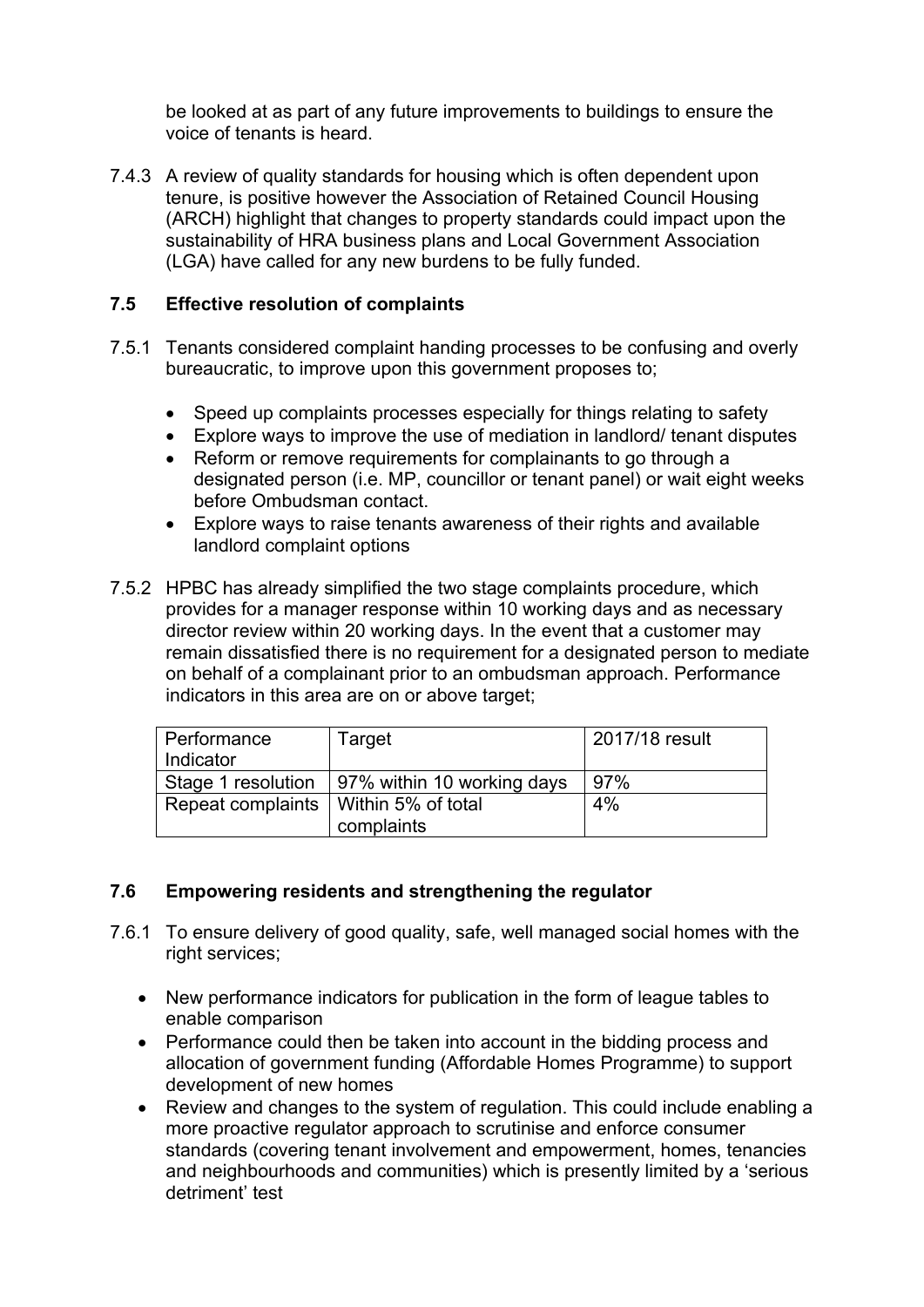be looked at as part of any future improvements to buildings to ensure the voice of tenants is heard.

7.4.3 A review of quality standards for housing which is often dependent upon tenure, is positive however the Association of Retained Council Housing (ARCH) highlight that changes to property standards could impact upon the sustainability of HRA business plans and Local Government Association (LGA) have called for any new burdens to be fully funded.

### 7.5 Effective resolution of complaints

7.5.1 Tenants considered complaint handing processes to be confusing and overly bureaucratic, to improve upon this government proposes to;

- Speed up complaints processes especially for things relating to safety
- Explore ways to improve the use of mediation in landlord/ tenant disputes
- Reform or remove requirements for complainants to go through a designated person (i.e. MP, councillor or tenant panel) or wait eight weeks before Ombudsman contact.
- Explore ways to raise tenants awareness of their rights and available landlord complaint options

7.5.2 HPBC has already simplified the two stage complaints procedure, which provides for a manager response within 10 working days and as necessary director review within 20 working days. In the event that a customer may remain dissatisfied there is no requirement for a designated person to mediate on behalf of a complainant prior to an ombudsman approach. Performance indicators in this area are on or above target;

| Performance Indicator | Target | 2017/18 result |
|---|---|---|
| Stage 1 resolution | 97% within 10 working days | 97% |
| Repeat complaints | Within 5% of total complaints | 4% |

### 7.6 Empowering residents and strengthening the regulator

7.6.1 To ensure delivery of good quality, safe, well managed social homes with the right services;

- New performance indicators for publication in the form of league tables to enable comparison
- Performance could then be taken into account in the bidding process and allocation of government funding (Affordable Homes Programme) to support development of new homes
- Review and changes to the system of regulation. This could include enabling a more proactive regulator approach to scrutinise and enforce consumer standards (covering tenant involvement and empowerment, homes, tenancies and neighbourhoods and communities) which is presently limited by a 'serious detriment' test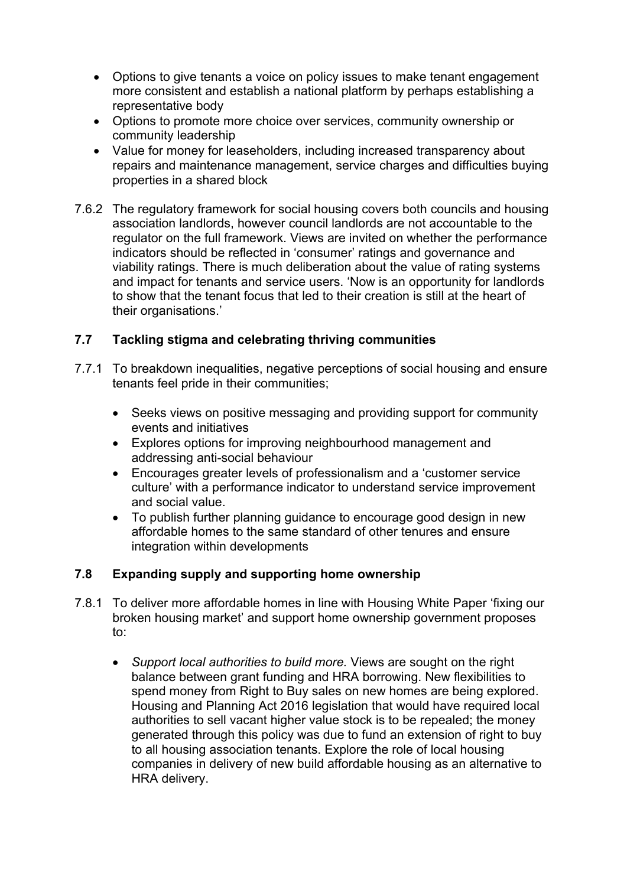- Options to give tenants a voice on policy issues to make tenant engagement more consistent and establish a national platform by perhaps establishing a representative body
- Options to promote more choice over services, community ownership or community leadership
- Value for money for leaseholders, including increased transparency about repairs and maintenance management, service charges and difficulties buying properties in a shared block

7.6.2 The regulatory framework for social housing covers both councils and housing association landlords, however council landlords are not accountable to the regulator on the full framework. Views are invited on whether the performance indicators should be reflected in 'consumer' ratings and governance and viability ratings. There is much deliberation about the value of rating systems and impact for tenants and service users. 'Now is an opportunity for landlords to show that the tenant focus that led to their creation is still at the heart of their organisations.'

### 7.7 Tackling stigma and celebrating thriving communities

7.7.1 To breakdown inequalities, negative perceptions of social housing and ensure tenants feel pride in their communities;

- Seeks views on positive messaging and providing support for community events and initiatives
- Explores options for improving neighbourhood management and addressing anti-social behaviour
- Encourages greater levels of professionalism and a 'customer service culture' with a performance indicator to understand service improvement and social value.
- To publish further planning guidance to encourage good design in new affordable homes to the same standard of other tenures and ensure integration within developments

### 7.8 Expanding supply and supporting home ownership

7.8.1 To deliver more affordable homes in line with Housing White Paper 'fixing our broken housing market' and support home ownership government proposes to:

- *Support local authorities to build more.* Views are sought on the right balance between grant funding and HRA borrowing. New flexibilities to spend money from Right to Buy sales on new homes are being explored. Housing and Planning Act 2016 legislation that would have required local authorities to sell vacant higher value stock is to be repealed; the money generated through this policy was due to fund an extension of right to buy to all housing association tenants. Explore the role of local housing companies in delivery of new build affordable housing as an alternative to HRA delivery.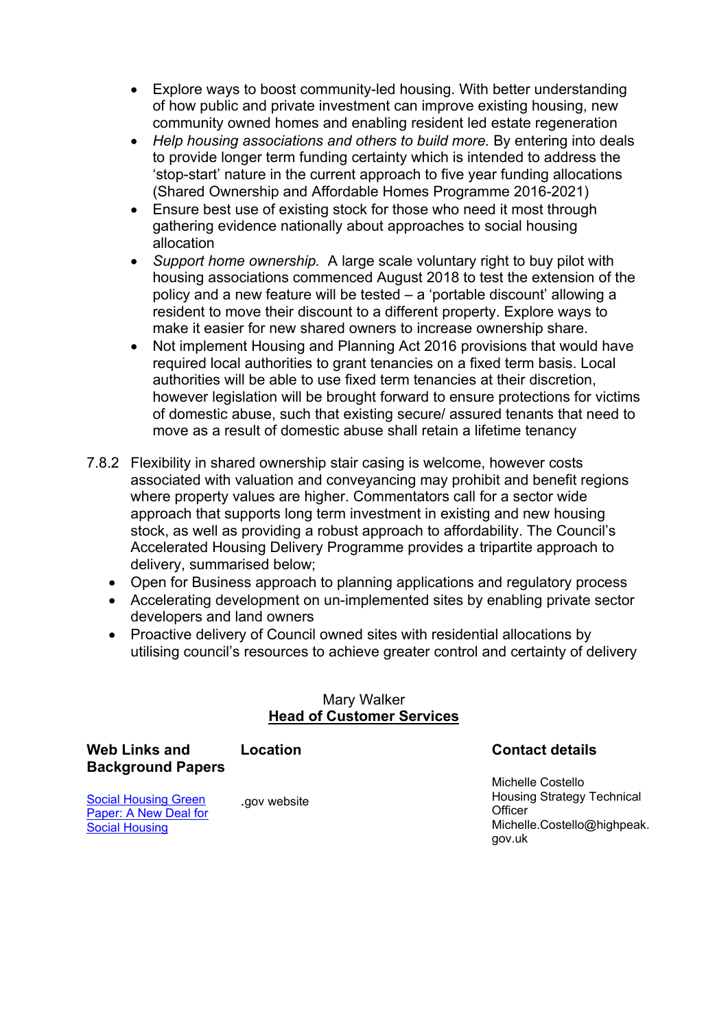- Explore ways to boost community-led housing. With better understanding of how public and private investment can improve existing housing, new community owned homes and enabling resident led estate regeneration
- *Help housing associations and others to build more.* By entering into deals to provide longer term funding certainty which is intended to address the 'stop-start' nature in the current approach to five year funding allocations (Shared Ownership and Affordable Homes Programme 2016-2021)
- Ensure best use of existing stock for those who need it most through gathering evidence nationally about approaches to social housing allocation
- *Support home ownership.* A large scale voluntary right to buy pilot with housing associations commenced August 2018 to test the extension of the policy and a new feature will be tested – a 'portable discount' allowing a resident to move their discount to a different property. Explore ways to make it easier for new shared owners to increase ownership share.
- Not implement Housing and Planning Act 2016 provisions that would have required local authorities to grant tenancies on a fixed term basis. Local authorities will be able to use fixed term tenancies at their discretion, however legislation will be brought forward to ensure protections for victims of domestic abuse, such that existing secure/ assured tenants that need to move as a result of domestic abuse shall retain a lifetime tenancy

7.8.2 Flexibility in shared ownership stair casing is welcome, however costs associated with valuation and conveyancing may prohibit and benefit regions where property values are higher. Commentators call for a sector wide approach that supports long term investment in existing and new housing stock, as well as providing a robust approach to affordability. The Council's Accelerated Housing Delivery Programme provides a tripartite approach to delivery, summarised below;

- Open for Business approach to planning applications and regulatory process
- Accelerating development on un-implemented sites by enabling private sector developers and land owners
- Proactive delivery of Council owned sites with residential allocations by utilising council's resources to achieve greater control and certainty of delivery

Mary Walker
**Head of Customer Services**

| **Web Links and Background Papers** | **Location** | **Contact details** |
|---|---|---|
| Social Housing Green Paper: A New Deal for Social Housing | .gov website | Michelle Costello<br>Housing Strategy Technical Officer<br>Michelle.Costello@highpeak.gov.uk |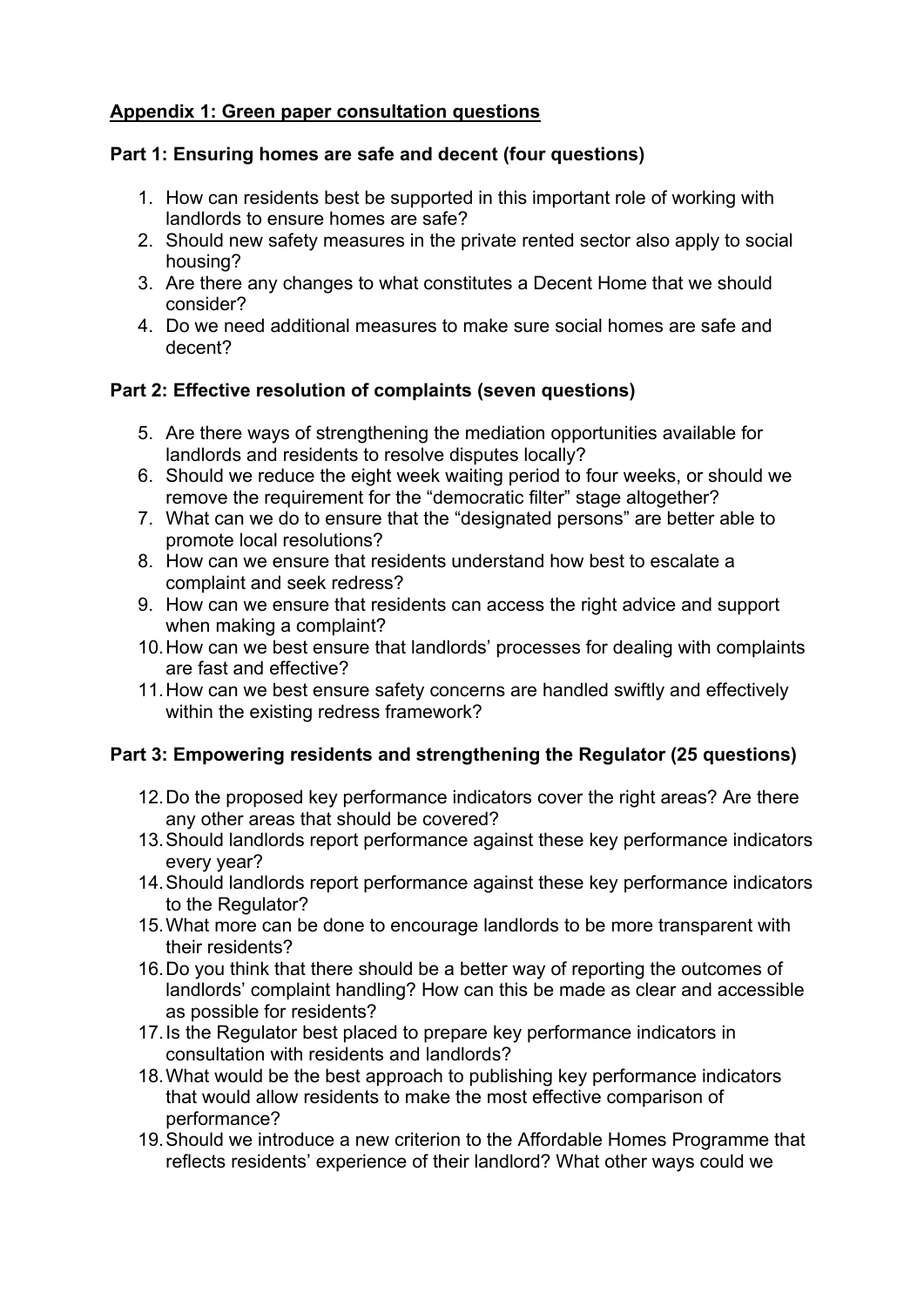**Appendix 1: Green paper consultation questions**

**Part 1: Ensuring homes are safe and decent (four questions)**

1. How can residents best be supported in this important role of working with landlords to ensure homes are safe?
2. Should new safety measures in the private rented sector also apply to social housing?
3. Are there any changes to what constitutes a Decent Home that we should consider?
4. Do we need additional measures to make sure social homes are safe and decent?

**Part 2: Effective resolution of complaints (seven questions)**

5. Are there ways of strengthening the mediation opportunities available for landlords and residents to resolve disputes locally?
6. Should we reduce the eight week waiting period to four weeks, or should we remove the requirement for the "democratic filter" stage altogether?
7. What can we do to ensure that the "designated persons" are better able to promote local resolutions?
8. How can we ensure that residents understand how best to escalate a complaint and seek redress?
9. How can we ensure that residents can access the right advice and support when making a complaint?
10. How can we best ensure that landlords' processes for dealing with complaints are fast and effective?
11. How can we best ensure safety concerns are handled swiftly and effectively within the existing redress framework?

**Part 3: Empowering residents and strengthening the Regulator (25 questions)**

12. Do the proposed key performance indicators cover the right areas? Are there any other areas that should be covered?
13. Should landlords report performance against these key performance indicators every year?
14. Should landlords report performance against these key performance indicators to the Regulator?
15. What more can be done to encourage landlords to be more transparent with their residents?
16. Do you think that there should be a better way of reporting the outcomes of landlords' complaint handling? How can this be made as clear and accessible as possible for residents?
17. Is the Regulator best placed to prepare key performance indicators in consultation with residents and landlords?
18. What would be the best approach to publishing key performance indicators that would allow residents to make the most effective comparison of performance?
19. Should we introduce a new criterion to the Affordable Homes Programme that reflects residents' experience of their landlord? What other ways could we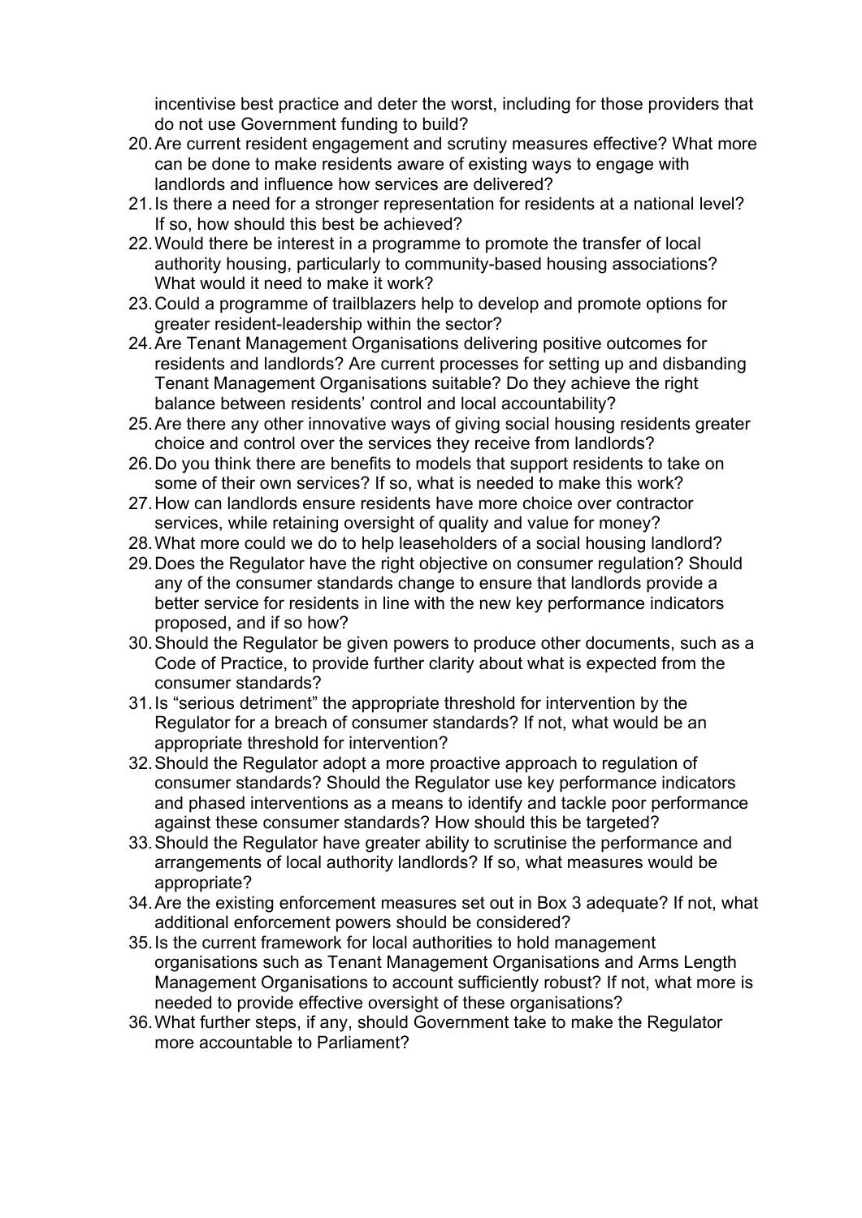incentivise best practice and deter the worst, including for those providers that do not use Government funding to build?

20. Are current resident engagement and scrutiny measures effective? What more can be done to make residents aware of existing ways to engage with landlords and influence how services are delivered?
21. Is there a need for a stronger representation for residents at a national level? If so, how should this best be achieved?
22. Would there be interest in a programme to promote the transfer of local authority housing, particularly to community-based housing associations? What would it need to make it work?
23. Could a programme of trailblazers help to develop and promote options for greater resident-leadership within the sector?
24. Are Tenant Management Organisations delivering positive outcomes for residents and landlords? Are current processes for setting up and disbanding Tenant Management Organisations suitable? Do they achieve the right balance between residents' control and local accountability?
25. Are there any other innovative ways of giving social housing residents greater choice and control over the services they receive from landlords?
26. Do you think there are benefits to models that support residents to take on some of their own services? If so, what is needed to make this work?
27. How can landlords ensure residents have more choice over contractor services, while retaining oversight of quality and value for money?
28. What more could we do to help leaseholders of a social housing landlord?
29. Does the Regulator have the right objective on consumer regulation? Should any of the consumer standards change to ensure that landlords provide a better service for residents in line with the new key performance indicators proposed, and if so how?
30. Should the Regulator be given powers to produce other documents, such as a Code of Practice, to provide further clarity about what is expected from the consumer standards?
31. Is "serious detriment" the appropriate threshold for intervention by the Regulator for a breach of consumer standards? If not, what would be an appropriate threshold for intervention?
32. Should the Regulator adopt a more proactive approach to regulation of consumer standards? Should the Regulator use key performance indicators and phased interventions as a means to identify and tackle poor performance against these consumer standards? How should this be targeted?
33. Should the Regulator have greater ability to scrutinise the performance and arrangements of local authority landlords? If so, what measures would be appropriate?
34. Are the existing enforcement measures set out in Box 3 adequate? If not, what additional enforcement powers should be considered?
35. Is the current framework for local authorities to hold management organisations such as Tenant Management Organisations and Arms Length Management Organisations to account sufficiently robust? If not, what more is needed to provide effective oversight of these organisations?
36. What further steps, if any, should Government take to make the Regulator more accountable to Parliament?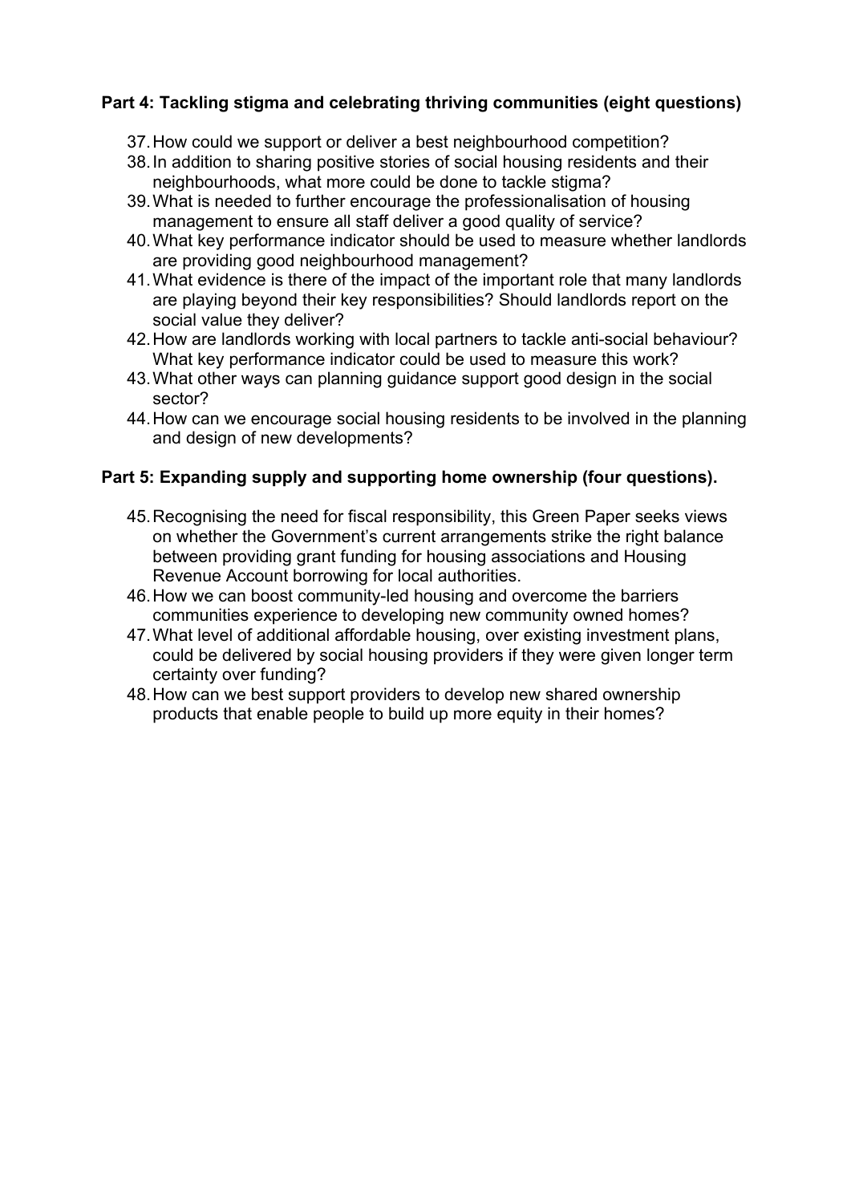**Part 4: Tackling stigma and celebrating thriving communities (eight questions)**

37. How could we support or deliver a best neighbourhood competition?
38. In addition to sharing positive stories of social housing residents and their neighbourhoods, what more could be done to tackle stigma?
39. What is needed to further encourage the professionalisation of housing management to ensure all staff deliver a good quality of service?
40. What key performance indicator should be used to measure whether landlords are providing good neighbourhood management?
41. What evidence is there of the impact of the important role that many landlords are playing beyond their key responsibilities? Should landlords report on the social value they deliver?
42. How are landlords working with local partners to tackle anti-social behaviour? What key performance indicator could be used to measure this work?
43. What other ways can planning guidance support good design in the social sector?
44. How can we encourage social housing residents to be involved in the planning and design of new developments?

**Part 5: Expanding supply and supporting home ownership (four questions).**

45. Recognising the need for fiscal responsibility, this Green Paper seeks views on whether the Government's current arrangements strike the right balance between providing grant funding for housing associations and Housing Revenue Account borrowing for local authorities.
46. How we can boost community-led housing and overcome the barriers communities experience to developing new community owned homes?
47. What level of additional affordable housing, over existing investment plans, could be delivered by social housing providers if they were given longer term certainty over funding?
48. How can we best support providers to develop new shared ownership products that enable people to build up more equity in their homes?